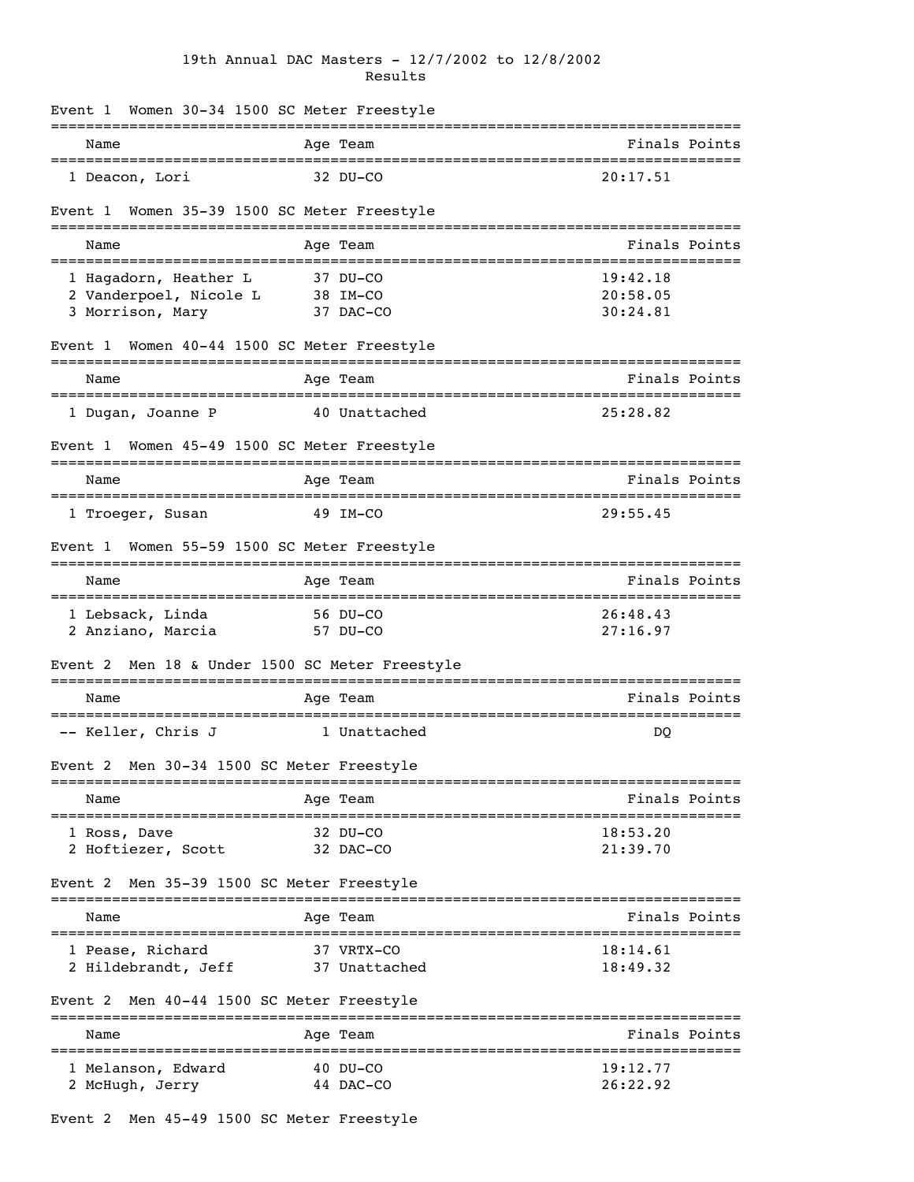# 19th Annual DAC Masters - 12/7/2002 to 12/8/2002

## Results

### Event 1 Women 30-34 1500 SC Meter Freestyle

| | Name | Age | Team | Finals | Points |
|---|---|---|---|---|---|
| 1 | Deacon, Lori | 32 | DU-CO | 20:17.51 | |

### Event 1 Women 35-39 1500 SC Meter Freestyle

| | Name | Age | Team | Finals | Points |
|---|---|---|---|---|---|
| 1 | Hagadorn, Heather L | 37 | DU-CO | 19:42.18 | |
| 2 | Vanderpoel, Nicole L | 38 | IM-CO | 20:58.05 | |
| 3 | Morrison, Mary | 37 | DAC-CO | 30:24.81 | |

### Event 1 Women 40-44 1500 SC Meter Freestyle

| | Name | Age | Team | Finals | Points |
|---|---|---|---|---|---|
| 1 | Dugan, Joanne P | 40 | Unattached | 25:28.82 | |

### Event 1 Women 45-49 1500 SC Meter Freestyle

| | Name | Age | Team | Finals | Points |
|---|---|---|---|---|---|
| 1 | Troeger, Susan | 49 | IM-CO | 29:55.45 | |

### Event 1 Women 55-59 1500 SC Meter Freestyle

| | Name | Age | Team | Finals | Points |
|---|---|---|---|---|---|
| 1 | Lebsack, Linda | 56 | DU-CO | 26:48.43 | |
| 2 | Anziano, Marcia | 57 | DU-CO | 27:16.97 | |

### Event 2 Men 18 & Under 1500 SC Meter Freestyle

| | Name | Age | Team | Finals | Points |
|---|---|---|---|---|---|
| -- | Keller, Chris J | 1 | Unattached | DQ | |

### Event 2 Men 30-34 1500 SC Meter Freestyle

| | Name | Age | Team | Finals | Points |
|---|---|---|---|---|---|
| 1 | Ross, Dave | 32 | DU-CO | 18:53.20 | |
| 2 | Hoftiezer, Scott | 32 | DAC-CO | 21:39.70 | |

### Event 2 Men 35-39 1500 SC Meter Freestyle

| | Name | Age | Team | Finals | Points |
|---|---|---|---|---|---|
| 1 | Pease, Richard | 37 | VRTX-CO | 18:14.61 | |
| 2 | Hildebrandt, Jeff | 37 | Unattached | 18:49.32 | |

### Event 2 Men 40-44 1500 SC Meter Freestyle

| | Name | Age | Team | Finals | Points |
|---|---|---|---|---|---|
| 1 | Melanson, Edward | 40 | DU-CO | 19:12.77 | |
| 2 | McHugh, Jerry | 44 | DAC-CO | 26:22.92 | |

### Event 2 Men 45-49 1500 SC Meter Freestyle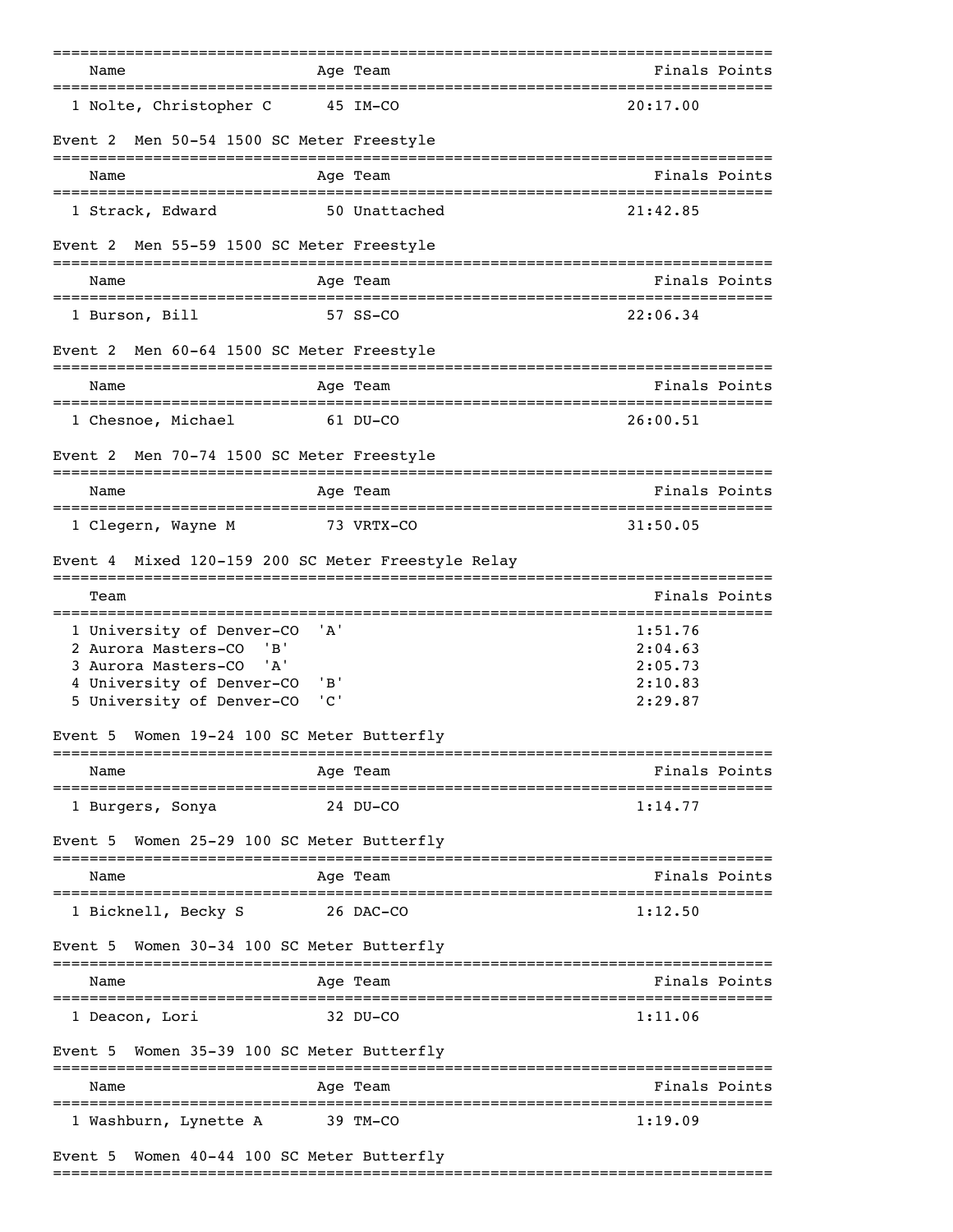| Name | Age | Team | Finals | Points |
|---|---|---|---|---|
| 1 Nolte, Christopher C | 45 | IM-CO | 20:17.00 | |

Event 2 Men 50-54 1500 SC Meter Freestyle

| Name | Age | Team | Finals | Points |
|---|---|---|---|---|
| 1 Strack, Edward | 50 | Unattached | 21:42.85 | |

Event 2 Men 55-59 1500 SC Meter Freestyle

| Name | Age | Team | Finals | Points |
|---|---|---|---|---|
| 1 Burson, Bill | 57 | SS-CO | 22:06.34 | |

Event 2 Men 60-64 1500 SC Meter Freestyle

| Name | Age | Team | Finals | Points |
|---|---|---|---|---|
| 1 Chesnoe, Michael | 61 | DU-CO | 26:00.51 | |

Event 2 Men 70-74 1500 SC Meter Freestyle

| Name | Age | Team | Finals | Points |
|---|---|---|---|---|
| 1 Clegern, Wayne M | 73 | VRTX-CO | 31:50.05 | |

Event 4 Mixed 120-159 200 SC Meter Freestyle Relay

| Team | Finals | Points |
|---|---|---|
| 1 University of Denver-CO 'A' | 1:51.76 | |
| 2 Aurora Masters-CO 'B' | 2:04.63 | |
| 3 Aurora Masters-CO 'A' | 2:05.73 | |
| 4 University of Denver-CO 'B' | 2:10.83 | |
| 5 University of Denver-CO 'C' | 2:29.87 | |

Event 5 Women 19-24 100 SC Meter Butterfly

| Name | Age | Team | Finals | Points |
|---|---|---|---|---|
| 1 Burgers, Sonya | 24 | DU-CO | 1:14.77 | |

Event 5 Women 25-29 100 SC Meter Butterfly

| Name | Age | Team | Finals | Points |
|---|---|---|---|---|
| 1 Bicknell, Becky S | 26 | DAC-CO | 1:12.50 | |

Event 5 Women 30-34 100 SC Meter Butterfly

| Name | Age | Team | Finals | Points |
|---|---|---|---|---|
| 1 Deacon, Lori | 32 | DU-CO | 1:11.06 | |

Event 5 Women 35-39 100 SC Meter Butterfly

| Name | Age | Team | Finals | Points |
|---|---|---|---|---|
| 1 Washburn, Lynette A | 39 | TM-CO | 1:19.09 | |

Event 5 Women 40-44 100 SC Meter Butterfly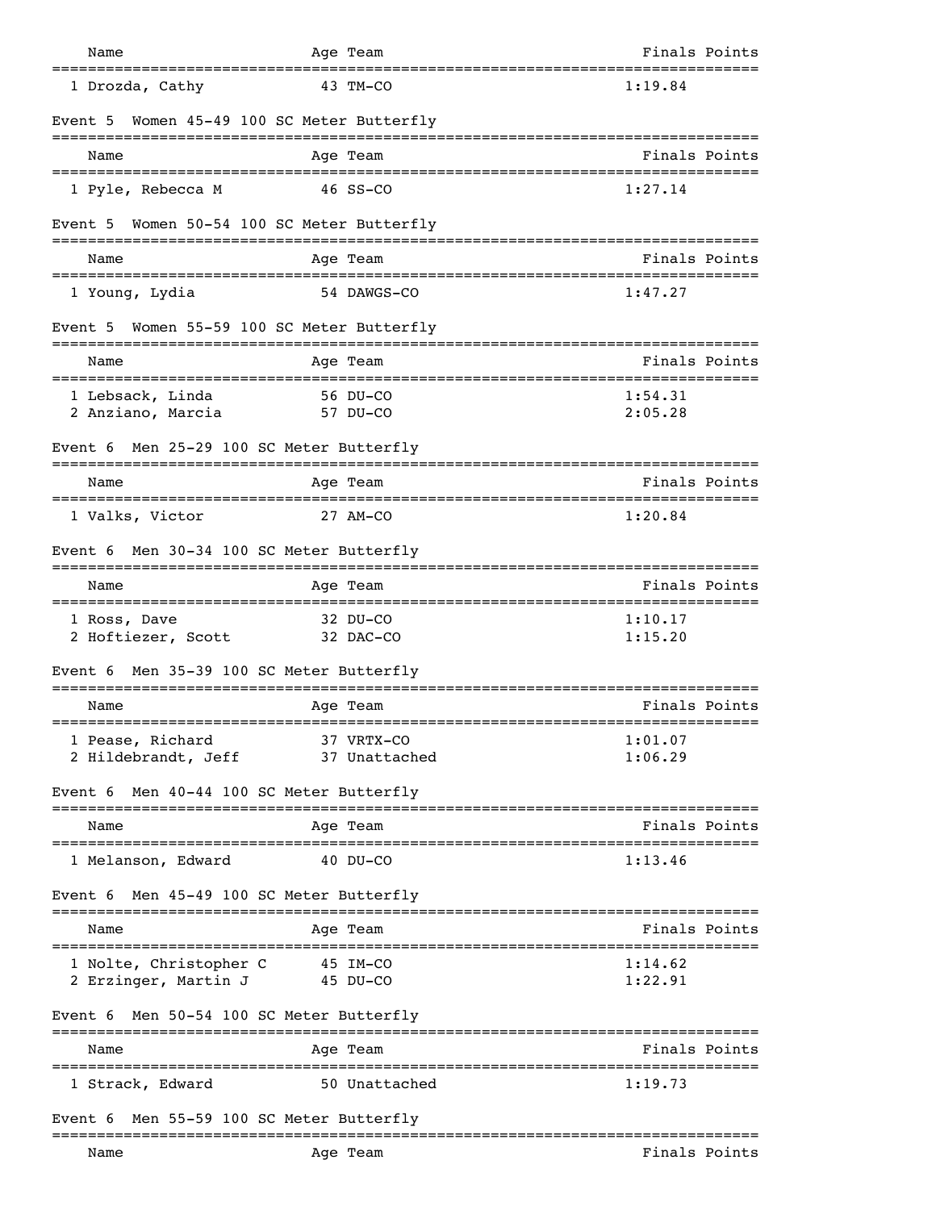| Name | Age | Team | Finals | Points |
|---|---|---|---|---|
| 1 Drozda, Cathy | 43 | TM-CO | 1:19.84 | |

## Event 5 Women 45-49 100 SC Meter Butterfly

| Name | Age | Team | Finals | Points |
|---|---|---|---|---|
| 1 Pyle, Rebecca M | 46 | SS-CO | 1:27.14 | |

## Event 5 Women 50-54 100 SC Meter Butterfly

| Name | Age | Team | Finals | Points |
|---|---|---|---|---|
| 1 Young, Lydia | 54 | DAWGS-CO | 1:47.27 | |

## Event 5 Women 55-59 100 SC Meter Butterfly

| Name | Age | Team | Finals | Points |
|---|---|---|---|---|
| 1 Lebsack, Linda | 56 | DU-CO | 1:54.31 | |
| 2 Anziano, Marcia | 57 | DU-CO | 2:05.28 | |

## Event 6 Men 25-29 100 SC Meter Butterfly

| Name | Age | Team | Finals | Points |
|---|---|---|---|---|
| 1 Valks, Victor | 27 | AM-CO | 1:20.84 | |

## Event 6 Men 30-34 100 SC Meter Butterfly

| Name | Age | Team | Finals | Points |
|---|---|---|---|---|
| 1 Ross, Dave | 32 | DU-CO | 1:10.17 | |
| 2 Hoftiezer, Scott | 32 | DAC-CO | 1:15.20 | |

## Event 6 Men 35-39 100 SC Meter Butterfly

| Name | Age | Team | Finals | Points |
|---|---|---|---|---|
| 1 Pease, Richard | 37 | VRTX-CO | 1:01.07 | |
| 2 Hildebrandt, Jeff | 37 | Unattached | 1:06.29 | |

## Event 6 Men 40-44 100 SC Meter Butterfly

| Name | Age | Team | Finals | Points |
|---|---|---|---|---|
| 1 Melanson, Edward | 40 | DU-CO | 1:13.46 | |

## Event 6 Men 45-49 100 SC Meter Butterfly

| Name | Age | Team | Finals | Points |
|---|---|---|---|---|
| 1 Nolte, Christopher C | 45 | IM-CO | 1:14.62 | |
| 2 Erzinger, Martin J | 45 | DU-CO | 1:22.91 | |

## Event 6 Men 50-54 100 SC Meter Butterfly

| Name | Age | Team | Finals | Points |
|---|---|---|---|---|
| 1 Strack, Edward | 50 | Unattached | 1:19.73 | |

## Event 6 Men 55-59 100 SC Meter Butterfly

| Name | Age | Team | Finals | Points |
|---|---|---|---|---|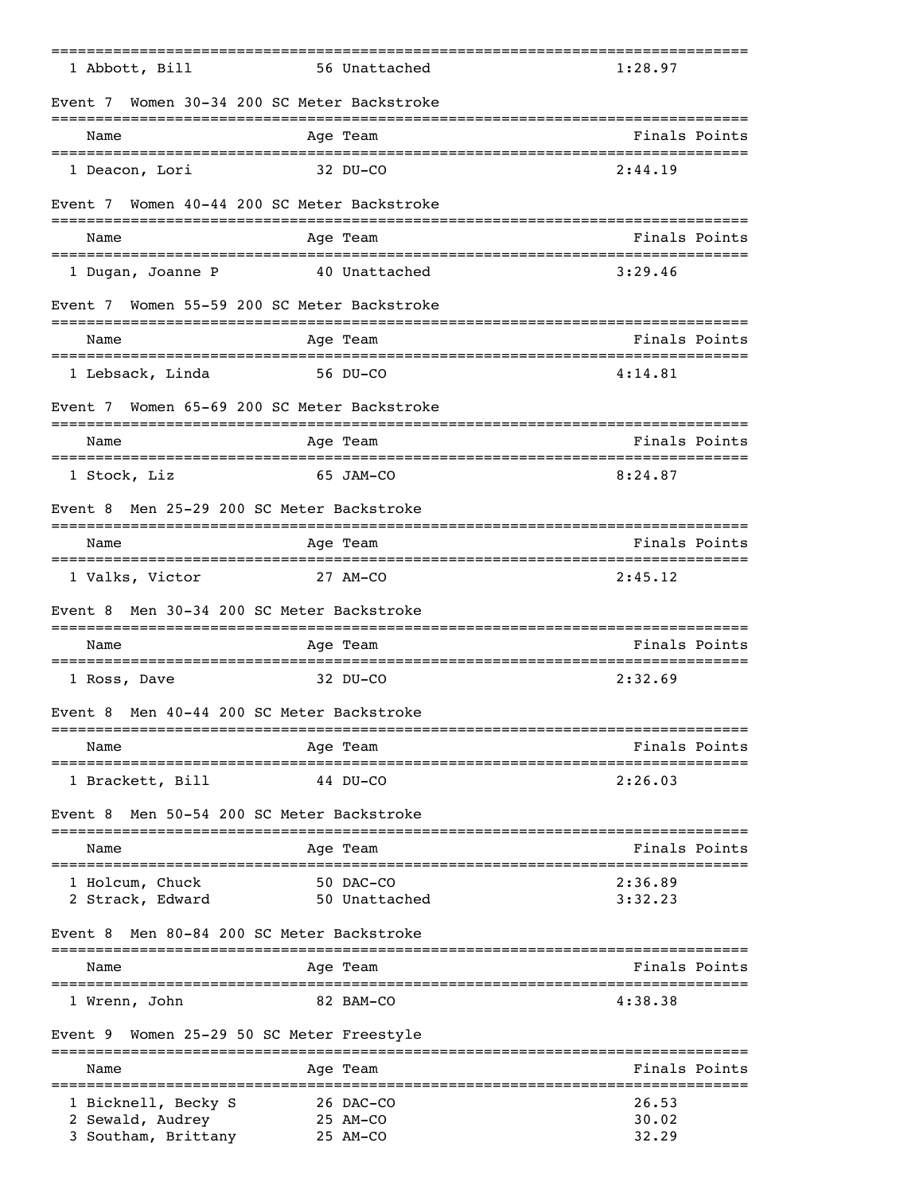| | Name | Age | Team | Finals | Points |
|---|---|---|---|---|---|
| 1 | Abbott, Bill | 56 | Unattached | 1:28.97 | |

### Event 7 Women 30-34 200 SC Meter Backstroke

| | Name | Age | Team | Finals | Points |
|---|---|---|---|---|---|
| 1 | Deacon, Lori | 32 | DU-CO | 2:44.19 | |

### Event 7 Women 40-44 200 SC Meter Backstroke

| | Name | Age | Team | Finals | Points |
|---|---|---|---|---|---|
| 1 | Dugan, Joanne P | 40 | Unattached | 3:29.46 | |

### Event 7 Women 55-59 200 SC Meter Backstroke

| | Name | Age | Team | Finals | Points |
|---|---|---|---|---|---|
| 1 | Lebsack, Linda | 56 | DU-CO | 4:14.81 | |

### Event 7 Women 65-69 200 SC Meter Backstroke

| | Name | Age | Team | Finals | Points |
|---|---|---|---|---|---|
| 1 | Stock, Liz | 65 | JAM-CO | 8:24.87 | |

### Event 8 Men 25-29 200 SC Meter Backstroke

| | Name | Age | Team | Finals | Points |
|---|---|---|---|---|---|
| 1 | Valks, Victor | 27 | AM-CO | 2:45.12 | |

### Event 8 Men 30-34 200 SC Meter Backstroke

| | Name | Age | Team | Finals | Points |
|---|---|---|---|---|---|
| 1 | Ross, Dave | 32 | DU-CO | 2:32.69 | |

### Event 8 Men 40-44 200 SC Meter Backstroke

| | Name | Age | Team | Finals | Points |
|---|---|---|---|---|---|
| 1 | Brackett, Bill | 44 | DU-CO | 2:26.03 | |

### Event 8 Men 50-54 200 SC Meter Backstroke

| | Name | Age | Team | Finals | Points |
|---|---|---|---|---|---|
| 1 | Holcum, Chuck | 50 | DAC-CO | 2:36.89 | |
| 2 | Strack, Edward | 50 | Unattached | 3:32.23 | |

### Event 8 Men 80-84 200 SC Meter Backstroke

| | Name | Age | Team | Finals | Points |
|---|---|---|---|---|---|
| 1 | Wrenn, John | 82 | BAM-CO | 4:38.38 | |

### Event 9 Women 25-29 50 SC Meter Freestyle

| | Name | Age | Team | Finals | Points |
|---|---|---|---|---|---|
| 1 | Bicknell, Becky S | 26 | DAC-CO | 26.53 | |
| 2 | Sewald, Audrey | 25 | AM-CO | 30.02 | |
| 3 | Southam, Brittany | 25 | AM-CO | 32.29 | |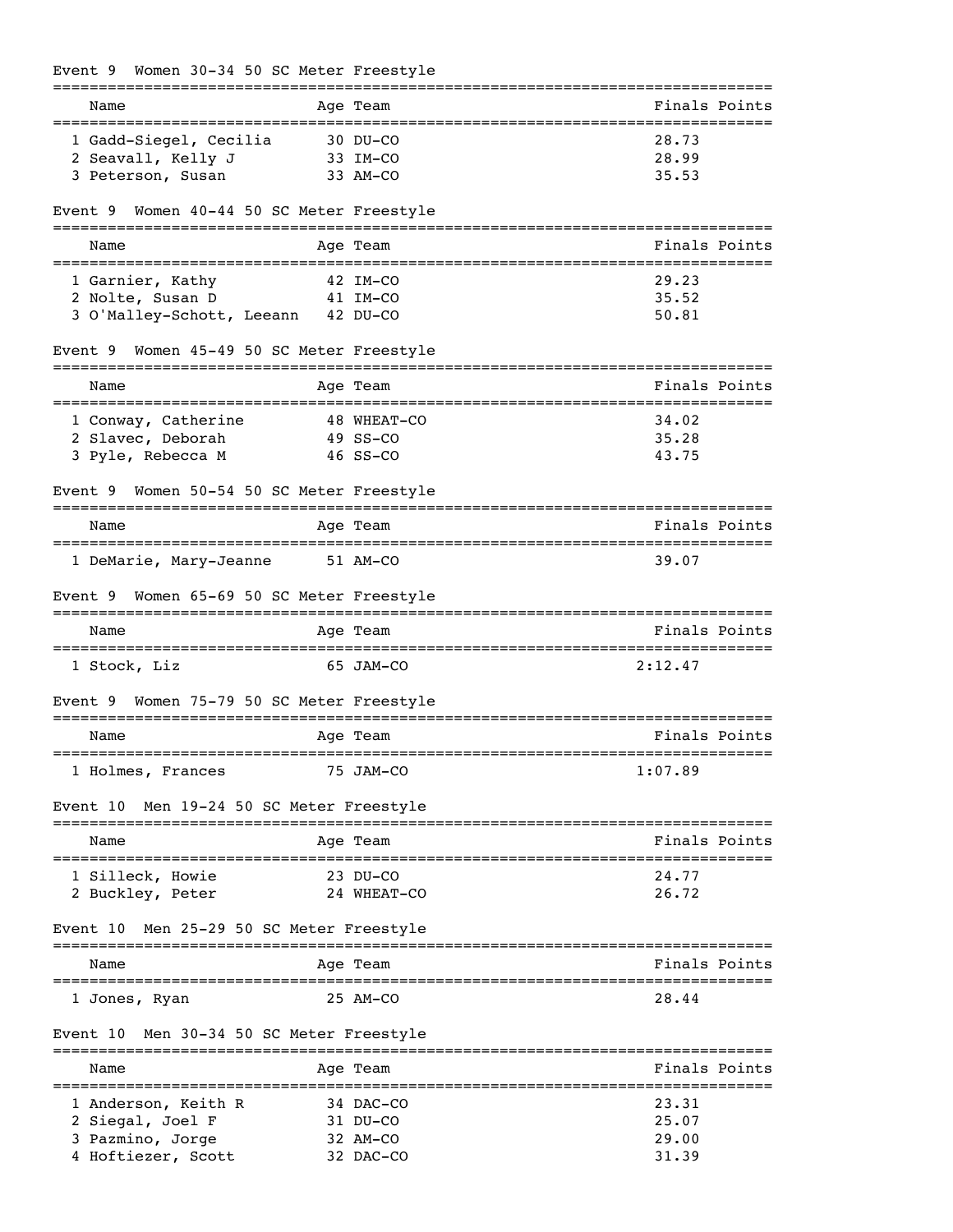### Event 9  Women 30-34 50 SC Meter Freestyle

| Name | Age | Team | Finals | Points |
|---|---|---|---|---|
| 1 Gadd-Siegel, Cecilia | 30 | DU-CO | 28.73 | |
| 2 Seavall, Kelly J | 33 | IM-CO | 28.99 | |
| 3 Peterson, Susan | 33 | AM-CO | 35.53 | |

### Event 9  Women 40-44 50 SC Meter Freestyle

| Name | Age | Team | Finals | Points |
|---|---|---|---|---|
| 1 Garnier, Kathy | 42 | IM-CO | 29.23 | |
| 2 Nolte, Susan D | 41 | IM-CO | 35.52 | |
| 3 O'Malley-Schott, Leeann | 42 | DU-CO | 50.81 | |

### Event 9  Women 45-49 50 SC Meter Freestyle

| Name | Age | Team | Finals | Points |
|---|---|---|---|---|
| 1 Conway, Catherine | 48 | WHEAT-CO | 34.02 | |
| 2 Slavec, Deborah | 49 | SS-CO | 35.28 | |
| 3 Pyle, Rebecca M | 46 | SS-CO | 43.75 | |

### Event 9  Women 50-54 50 SC Meter Freestyle

| Name | Age | Team | Finals | Points |
|---|---|---|---|---|
| 1 DeMarie, Mary-Jeanne | 51 | AM-CO | 39.07 | |

### Event 9  Women 65-69 50 SC Meter Freestyle

| Name | Age | Team | Finals | Points |
|---|---|---|---|---|
| 1 Stock, Liz | 65 | JAM-CO | 2:12.47 | |

### Event 9  Women 75-79 50 SC Meter Freestyle

| Name | Age | Team | Finals | Points |
|---|---|---|---|---|
| 1 Holmes, Frances | 75 | JAM-CO | 1:07.89 | |

### Event 10  Men 19-24 50 SC Meter Freestyle

| Name | Age | Team | Finals | Points |
|---|---|---|---|---|
| 1 Silleck, Howie | 23 | DU-CO | 24.77 | |
| 2 Buckley, Peter | 24 | WHEAT-CO | 26.72 | |

### Event 10  Men 25-29 50 SC Meter Freestyle

| Name | Age | Team | Finals | Points |
|---|---|---|---|---|
| 1 Jones, Ryan | 25 | AM-CO | 28.44 | |

### Event 10  Men 30-34 50 SC Meter Freestyle

| Name | Age | Team | Finals | Points |
|---|---|---|---|---|
| 1 Anderson, Keith R | 34 | DAC-CO | 23.31 | |
| 2 Siegal, Joel F | 31 | DU-CO | 25.07 | |
| 3 Pazmino, Jorge | 32 | AM-CO | 29.00 | |
| 4 Hoftiezer, Scott | 32 | DAC-CO | 31.39 | |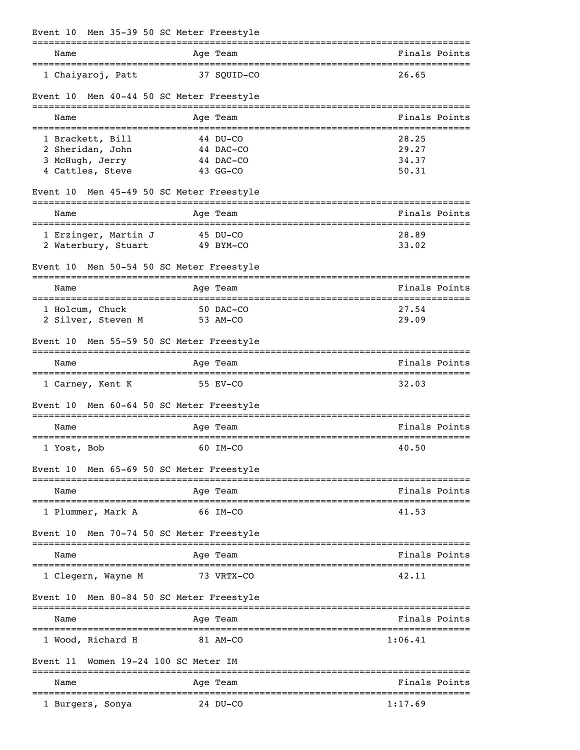### Event 10 Men 35-39 50 SC Meter Freestyle

| Name | Age | Team | Finals | Points |
|---|---|---|---|---|
| 1 Chaiyaroj, Patt | 37 | SQUID-CO | 26.65 | |

### Event 10 Men 40-44 50 SC Meter Freestyle

| Name | Age | Team | Finals | Points |
|---|---|---|---|---|
| 1 Brackett, Bill | 44 | DU-CO | 28.25 | |
| 2 Sheridan, John | 44 | DAC-CO | 29.27 | |
| 3 McHugh, Jerry | 44 | DAC-CO | 34.37 | |
| 4 Cattles, Steve | 43 | GG-CO | 50.31 | |

### Event 10 Men 45-49 50 SC Meter Freestyle

| Name | Age | Team | Finals | Points |
|---|---|---|---|---|
| 1 Erzinger, Martin J | 45 | DU-CO | 28.89 | |
| 2 Waterbury, Stuart | 49 | BYM-CO | 33.02 | |

### Event 10 Men 50-54 50 SC Meter Freestyle

| Name | Age | Team | Finals | Points |
|---|---|---|---|---|
| 1 Holcum, Chuck | 50 | DAC-CO | 27.54 | |
| 2 Silver, Steven M | 53 | AM-CO | 29.09 | |

### Event 10 Men 55-59 50 SC Meter Freestyle

| Name | Age | Team | Finals | Points |
|---|---|---|---|---|
| 1 Carney, Kent K | 55 | EV-CO | 32.03 | |

### Event 10 Men 60-64 50 SC Meter Freestyle

| Name | Age | Team | Finals | Points |
|---|---|---|---|---|
| 1 Yost, Bob | 60 | IM-CO | 40.50 | |

### Event 10 Men 65-69 50 SC Meter Freestyle

| Name | Age | Team | Finals | Points |
|---|---|---|---|---|
| 1 Plummer, Mark A | 66 | IM-CO | 41.53 | |

### Event 10 Men 70-74 50 SC Meter Freestyle

| Name | Age | Team | Finals | Points |
|---|---|---|---|---|
| 1 Clegern, Wayne M | 73 | VRTX-CO | 42.11 | |

### Event 10 Men 80-84 50 SC Meter Freestyle

| Name | Age | Team | Finals | Points |
|---|---|---|---|---|
| 1 Wood, Richard H | 81 | AM-CO | 1:06.41 | |

### Event 11 Women 19-24 100 SC Meter IM

| Name | Age | Team | Finals | Points |
|---|---|---|---|---|
| 1 Burgers, Sonya | 24 | DU-CO | 1:17.69 | |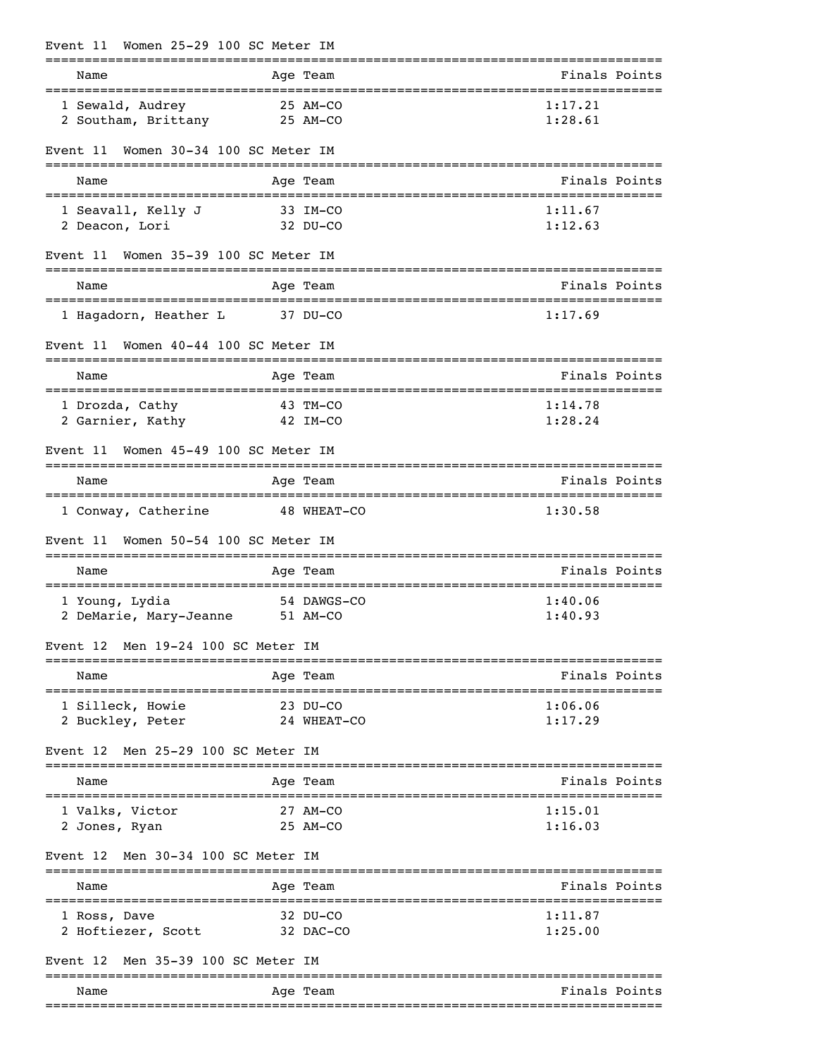### Event 11 Women 25-29 100 SC Meter IM

| | Name | Age | Team | Finals | Points |
|---|---|---|---|---|---|
| 1 | Sewald, Audrey | 25 | AM-CO | 1:17.21 | |
| 2 | Southam, Brittany | 25 | AM-CO | 1:28.61 | |

### Event 11 Women 30-34 100 SC Meter IM

| | Name | Age | Team | Finals | Points |
|---|---|---|---|---|---|
| 1 | Seavall, Kelly J | 33 | IM-CO | 1:11.67 | |
| 2 | Deacon, Lori | 32 | DU-CO | 1:12.63 | |

### Event 11 Women 35-39 100 SC Meter IM

| | Name | Age | Team | Finals | Points |
|---|---|---|---|---|---|
| 1 | Hagadorn, Heather L | 37 | DU-CO | 1:17.69 | |

### Event 11 Women 40-44 100 SC Meter IM

| | Name | Age | Team | Finals | Points |
|---|---|---|---|---|---|
| 1 | Drozda, Cathy | 43 | TM-CO | 1:14.78 | |
| 2 | Garnier, Kathy | 42 | IM-CO | 1:28.24 | |

### Event 11 Women 45-49 100 SC Meter IM

| | Name | Age | Team | Finals | Points |
|---|---|---|---|---|---|
| 1 | Conway, Catherine | 48 | WHEAT-CO | 1:30.58 | |

### Event 11 Women 50-54 100 SC Meter IM

| | Name | Age | Team | Finals | Points |
|---|---|---|---|---|---|
| 1 | Young, Lydia | 54 | DAWGS-CO | 1:40.06 | |
| 2 | DeMarie, Mary-Jeanne | 51 | AM-CO | 1:40.93 | |

### Event 12 Men 19-24 100 SC Meter IM

| | Name | Age | Team | Finals | Points |
|---|---|---|---|---|---|
| 1 | Silleck, Howie | 23 | DU-CO | 1:06.06 | |
| 2 | Buckley, Peter | 24 | WHEAT-CO | 1:17.29 | |

### Event 12 Men 25-29 100 SC Meter IM

| | Name | Age | Team | Finals | Points |
|---|---|---|---|---|---|
| 1 | Valks, Victor | 27 | AM-CO | 1:15.01 | |
| 2 | Jones, Ryan | 25 | AM-CO | 1:16.03 | |

### Event 12 Men 30-34 100 SC Meter IM

| | Name | Age | Team | Finals | Points |
|---|---|---|---|---|---|
| 1 | Ross, Dave | 32 | DU-CO | 1:11.87 | |
| 2 | Hoftiezer, Scott | 32 | DAC-CO | 1:25.00 | |

### Event 12 Men 35-39 100 SC Meter IM

| | Name | Age | Team | Finals | Points |
|---|---|---|---|---|---|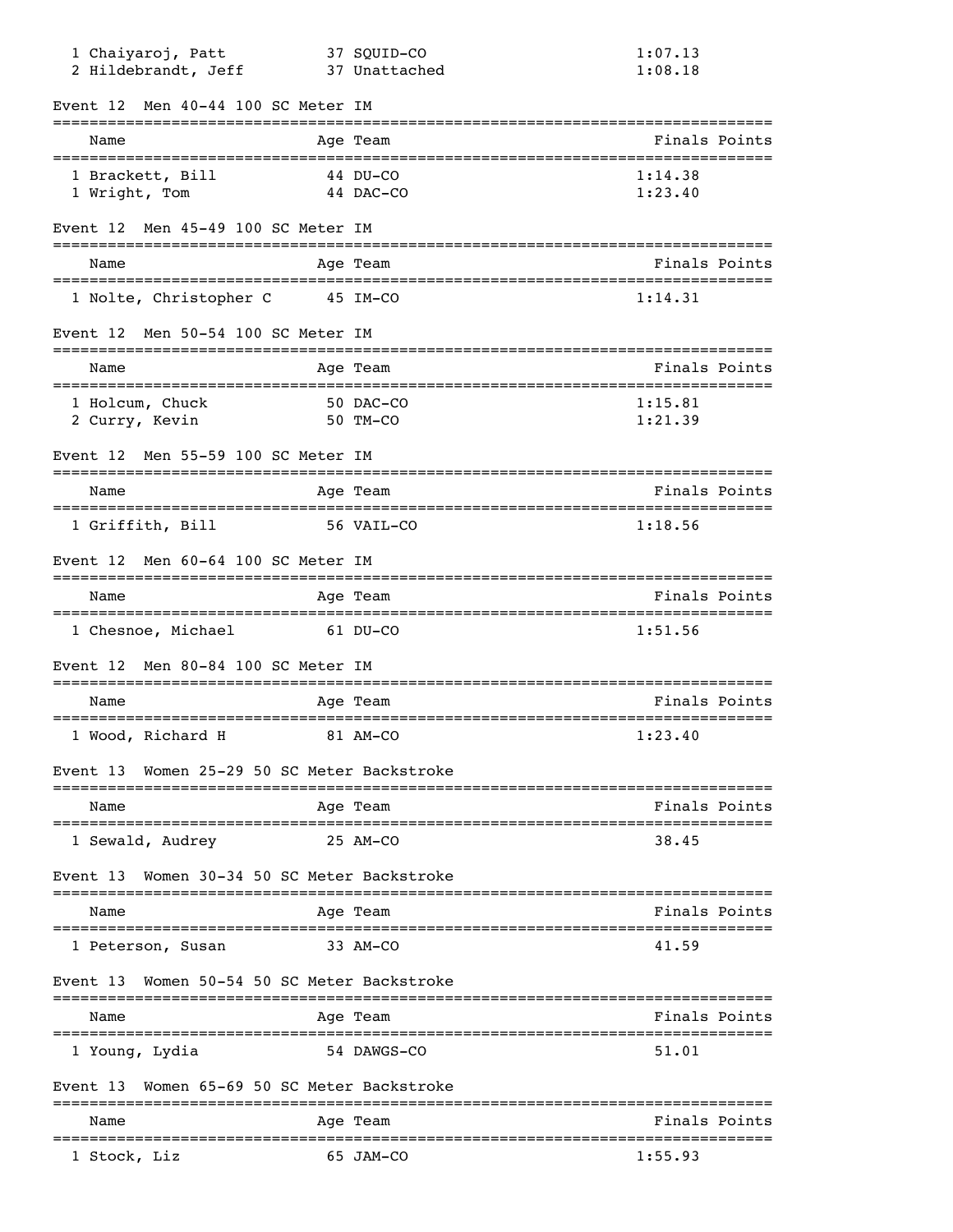| Name | Age | Team | Finals | Points |
|---|---|---|---|---|
| 1 Chaiyaroj, Patt | 37 | SQUID-CO | 1:07.13 | |
| 2 Hildebrandt, Jeff | 37 | Unattached | 1:08.18 | |

### Event 12 Men 40-44 100 SC Meter IM

| Name | Age | Team | Finals | Points |
|---|---|---|---|---|
| 1 Brackett, Bill | 44 | DU-CO | 1:14.38 | |
| 1 Wright, Tom | 44 | DAC-CO | 1:23.40 | |

### Event 12 Men 45-49 100 SC Meter IM

| Name | Age | Team | Finals | Points |
|---|---|---|---|---|
| 1 Nolte, Christopher C | 45 | IM-CO | 1:14.31 | |

### Event 12 Men 50-54 100 SC Meter IM

| Name | Age | Team | Finals | Points |
|---|---|---|---|---|
| 1 Holcum, Chuck | 50 | DAC-CO | 1:15.81 | |
| 2 Curry, Kevin | 50 | TM-CO | 1:21.39 | |

### Event 12 Men 55-59 100 SC Meter IM

| Name | Age | Team | Finals | Points |
|---|---|---|---|---|
| 1 Griffith, Bill | 56 | VAIL-CO | 1:18.56 | |

### Event 12 Men 60-64 100 SC Meter IM

| Name | Age | Team | Finals | Points |
|---|---|---|---|---|
| 1 Chesnoe, Michael | 61 | DU-CO | 1:51.56 | |

### Event 12 Men 80-84 100 SC Meter IM

| Name | Age | Team | Finals | Points |
|---|---|---|---|---|
| 1 Wood, Richard H | 81 | AM-CO | 1:23.40 | |

### Event 13 Women 25-29 50 SC Meter Backstroke

| Name | Age | Team | Finals | Points |
|---|---|---|---|---|
| 1 Sewald, Audrey | 25 | AM-CO | 38.45 | |

### Event 13 Women 30-34 50 SC Meter Backstroke

| Name | Age | Team | Finals | Points |
|---|---|---|---|---|
| 1 Peterson, Susan | 33 | AM-CO | 41.59 | |

### Event 13 Women 50-54 50 SC Meter Backstroke

| Name | Age | Team | Finals | Points |
|---|---|---|---|---|
| 1 Young, Lydia | 54 | DAWGS-CO | 51.01 | |

### Event 13 Women 65-69 50 SC Meter Backstroke

| Name | Age | Team | Finals | Points |
|---|---|---|---|---|
| 1 Stock, Liz | 65 | JAM-CO | 1:55.93 | |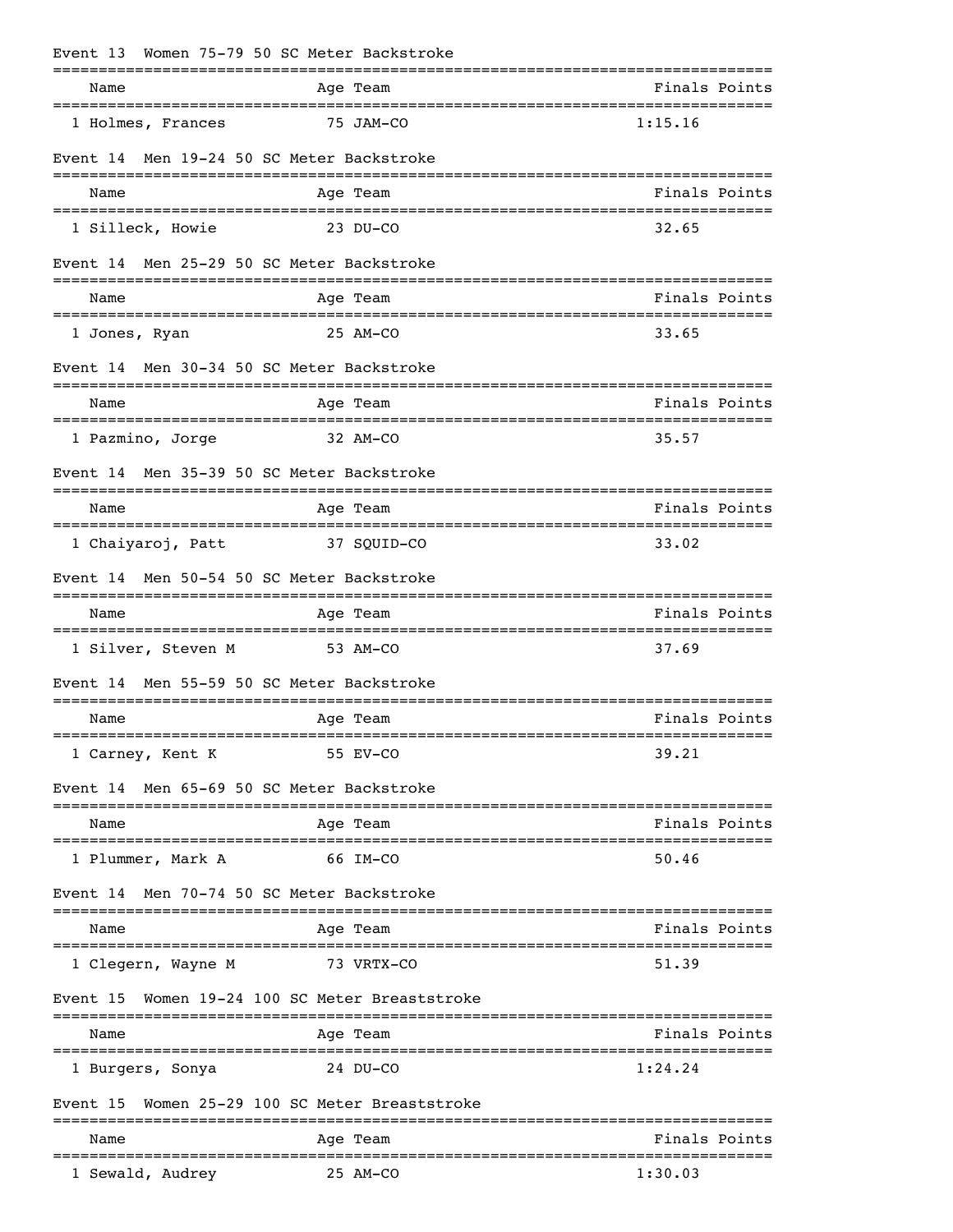Event 13  Women 75-79 50 SC Meter Backstroke

| Name | Age | Team | Finals | Points |
|---|---|---|---|---|
| 1 Holmes, Frances | 75 | JAM-CO | 1:15.16 | |

Event 14  Men 19-24 50 SC Meter Backstroke

| Name | Age | Team | Finals | Points |
|---|---|---|---|---|
| 1 Silleck, Howie | 23 | DU-CO | 32.65 | |

Event 14  Men 25-29 50 SC Meter Backstroke

| Name | Age | Team | Finals | Points |
|---|---|---|---|---|
| 1 Jones, Ryan | 25 | AM-CO | 33.65 | |

Event 14  Men 30-34 50 SC Meter Backstroke

| Name | Age | Team | Finals | Points |
|---|---|---|---|---|
| 1 Pazmino, Jorge | 32 | AM-CO | 35.57 | |

Event 14  Men 35-39 50 SC Meter Backstroke

| Name | Age | Team | Finals | Points |
|---|---|---|---|---|
| 1 Chaiyaroj, Patt | 37 | SQUID-CO | 33.02 | |

Event 14  Men 50-54 50 SC Meter Backstroke

| Name | Age | Team | Finals | Points |
|---|---|---|---|---|
| 1 Silver, Steven M | 53 | AM-CO | 37.69 | |

Event 14  Men 55-59 50 SC Meter Backstroke

| Name | Age | Team | Finals | Points |
|---|---|---|---|---|
| 1 Carney, Kent K | 55 | EV-CO | 39.21 | |

Event 14  Men 65-69 50 SC Meter Backstroke

| Name | Age | Team | Finals | Points |
|---|---|---|---|---|
| 1 Plummer, Mark A | 66 | IM-CO | 50.46 | |

Event 14  Men 70-74 50 SC Meter Backstroke

| Name | Age | Team | Finals | Points |
|---|---|---|---|---|
| 1 Clegern, Wayne M | 73 | VRTX-CO | 51.39 | |

Event 15  Women 19-24 100 SC Meter Breaststroke

| Name | Age | Team | Finals | Points |
|---|---|---|---|---|
| 1 Burgers, Sonya | 24 | DU-CO | 1:24.24 | |

Event 15  Women 25-29 100 SC Meter Breaststroke

| Name | Age | Team | Finals | Points |
|---|---|---|---|---|
| 1 Sewald, Audrey | 25 | AM-CO | 1:30.03 | |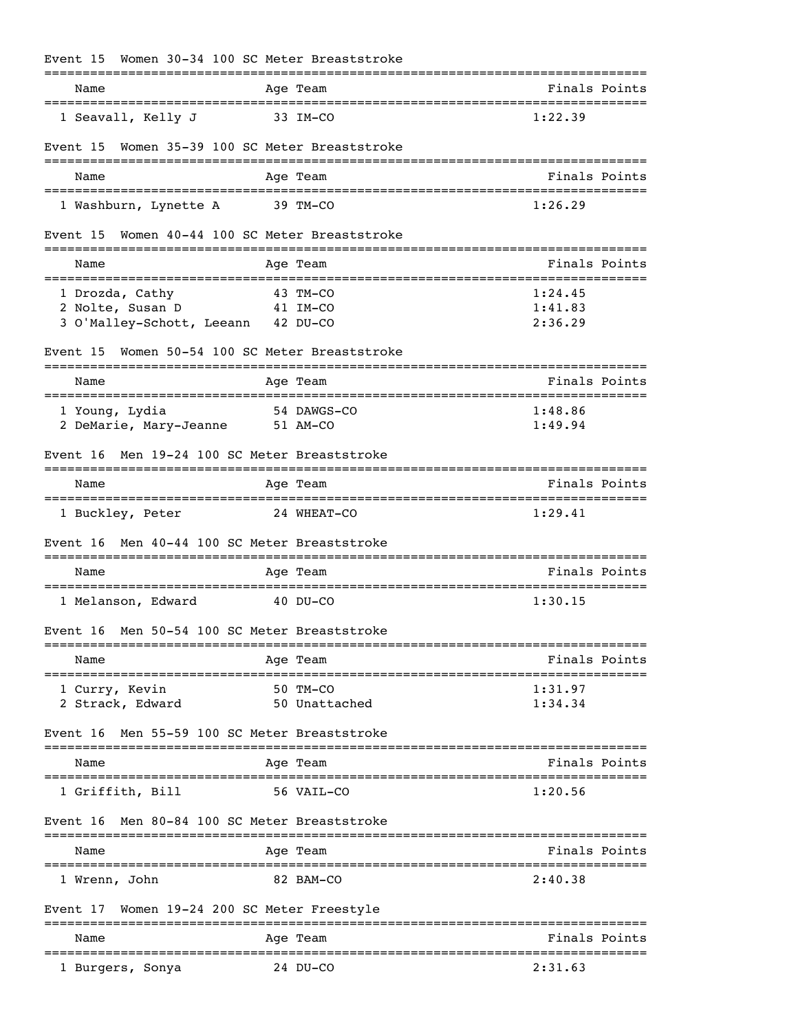### Event 15 Women 30-34 100 SC Meter Breaststroke

| | Name | Age | Team | Finals | Points |
|---|---|---|---|---|---|
| 1 | Seavall, Kelly J | 33 | IM-CO | 1:22.39 | |

### Event 15 Women 35-39 100 SC Meter Breaststroke

| | Name | Age | Team | Finals | Points |
|---|---|---|---|---|---|
| 1 | Washburn, Lynette A | 39 | TM-CO | 1:26.29 | |

### Event 15 Women 40-44 100 SC Meter Breaststroke

| | Name | Age | Team | Finals | Points |
|---|---|---|---|---|---|
| 1 | Drozda, Cathy | 43 | TM-CO | 1:24.45 | |
| 2 | Nolte, Susan D | 41 | IM-CO | 1:41.83 | |
| 3 | O'Malley-Schott, Leeann | 42 | DU-CO | 2:36.29 | |

### Event 15 Women 50-54 100 SC Meter Breaststroke

| | Name | Age | Team | Finals | Points |
|---|---|---|---|---|---|
| 1 | Young, Lydia | 54 | DAWGS-CO | 1:48.86 | |
| 2 | DeMarie, Mary-Jeanne | 51 | AM-CO | 1:49.94 | |

### Event 16 Men 19-24 100 SC Meter Breaststroke

| | Name | Age | Team | Finals | Points |
|---|---|---|---|---|---|
| 1 | Buckley, Peter | 24 | WHEAT-CO | 1:29.41 | |

### Event 16 Men 40-44 100 SC Meter Breaststroke

| | Name | Age | Team | Finals | Points |
|---|---|---|---|---|---|
| 1 | Melanson, Edward | 40 | DU-CO | 1:30.15 | |

### Event 16 Men 50-54 100 SC Meter Breaststroke

| | Name | Age | Team | Finals | Points |
|---|---|---|---|---|---|
| 1 | Curry, Kevin | 50 | TM-CO | 1:31.97 | |
| 2 | Strack, Edward | 50 | Unattached | 1:34.34 | |

### Event 16 Men 55-59 100 SC Meter Breaststroke

| | Name | Age | Team | Finals | Points |
|---|---|---|---|---|---|
| 1 | Griffith, Bill | 56 | VAIL-CO | 1:20.56 | |

### Event 16 Men 80-84 100 SC Meter Breaststroke

| | Name | Age | Team | Finals | Points |
|---|---|---|---|---|---|
| 1 | Wrenn, John | 82 | BAM-CO | 2:40.38 | |

### Event 17 Women 19-24 200 SC Meter Freestyle

| | Name | Age | Team | Finals | Points |
|---|---|---|---|---|---|
| 1 | Burgers, Sonya | 24 | DU-CO | 2:31.63 | |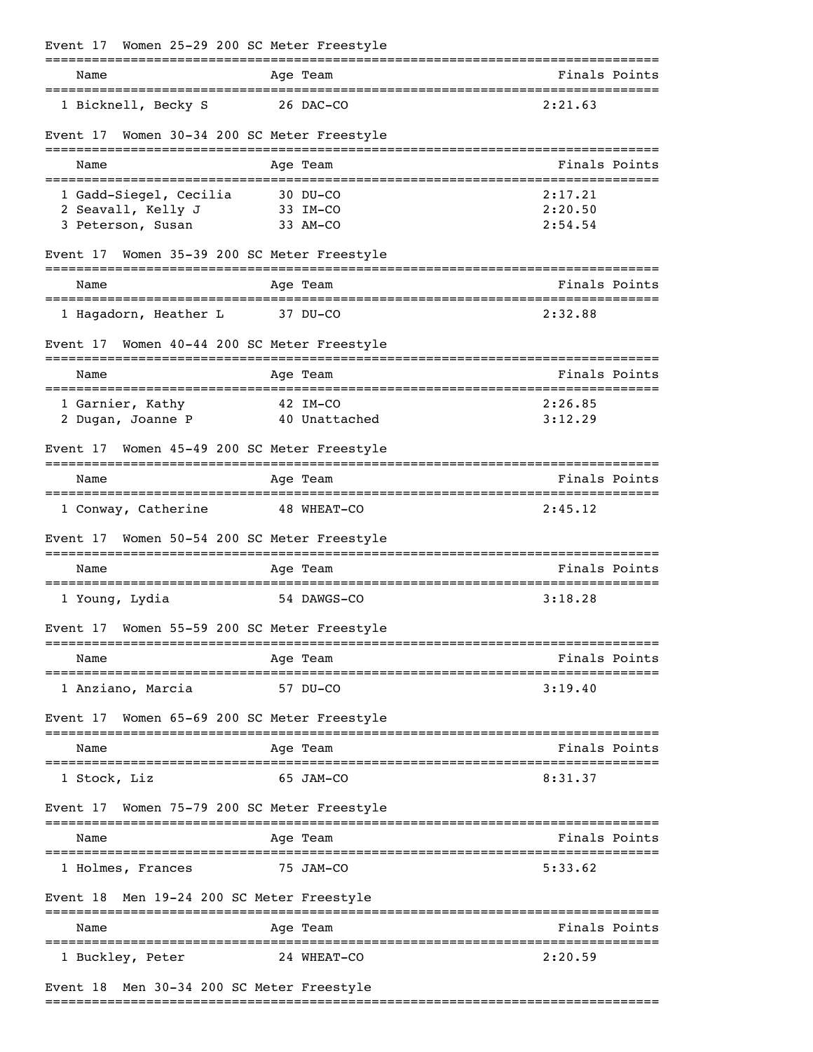### Event 17 Women 25-29 200 SC Meter Freestyle

| | Name | Age | Team | Finals | Points |
|---|---|---|---|---|---|
| 1 | Bicknell, Becky S | 26 | DAC-CO | 2:21.63 | |

### Event 17 Women 30-34 200 SC Meter Freestyle

| | Name | Age | Team | Finals | Points |
|---|---|---|---|---|---|
| 1 | Gadd-Siegel, Cecilia | 30 | DU-CO | 2:17.21 | |
| 2 | Seavall, Kelly J | 33 | IM-CO | 2:20.50 | |
| 3 | Peterson, Susan | 33 | AM-CO | 2:54.54 | |

### Event 17 Women 35-39 200 SC Meter Freestyle

| | Name | Age | Team | Finals | Points |
|---|---|---|---|---|---|
| 1 | Hagadorn, Heather L | 37 | DU-CO | 2:32.88 | |

### Event 17 Women 40-44 200 SC Meter Freestyle

| | Name | Age | Team | Finals | Points |
|---|---|---|---|---|---|
| 1 | Garnier, Kathy | 42 | IM-CO | 2:26.85 | |
| 2 | Dugan, Joanne P | 40 | Unattached | 3:12.29 | |

### Event 17 Women 45-49 200 SC Meter Freestyle

| | Name | Age | Team | Finals | Points |
|---|---|---|---|---|---|
| 1 | Conway, Catherine | 48 | WHEAT-CO | 2:45.12 | |

### Event 17 Women 50-54 200 SC Meter Freestyle

| | Name | Age | Team | Finals | Points |
|---|---|---|---|---|---|
| 1 | Young, Lydia | 54 | DAWGS-CO | 3:18.28 | |

### Event 17 Women 55-59 200 SC Meter Freestyle

| | Name | Age | Team | Finals | Points |
|---|---|---|---|---|---|
| 1 | Anziano, Marcia | 57 | DU-CO | 3:19.40 | |

### Event 17 Women 65-69 200 SC Meter Freestyle

| | Name | Age | Team | Finals | Points |
|---|---|---|---|---|---|
| 1 | Stock, Liz | 65 | JAM-CO | 8:31.37 | |

### Event 17 Women 75-79 200 SC Meter Freestyle

| | Name | Age | Team | Finals | Points |
|---|---|---|---|---|---|
| 1 | Holmes, Frances | 75 | JAM-CO | 5:33.62 | |

### Event 18 Men 19-24 200 SC Meter Freestyle

| | Name | Age | Team | Finals | Points |
|---|---|---|---|---|---|
| 1 | Buckley, Peter | 24 | WHEAT-CO | 2:20.59 | |

### Event 18 Men 30-34 200 SC Meter Freestyle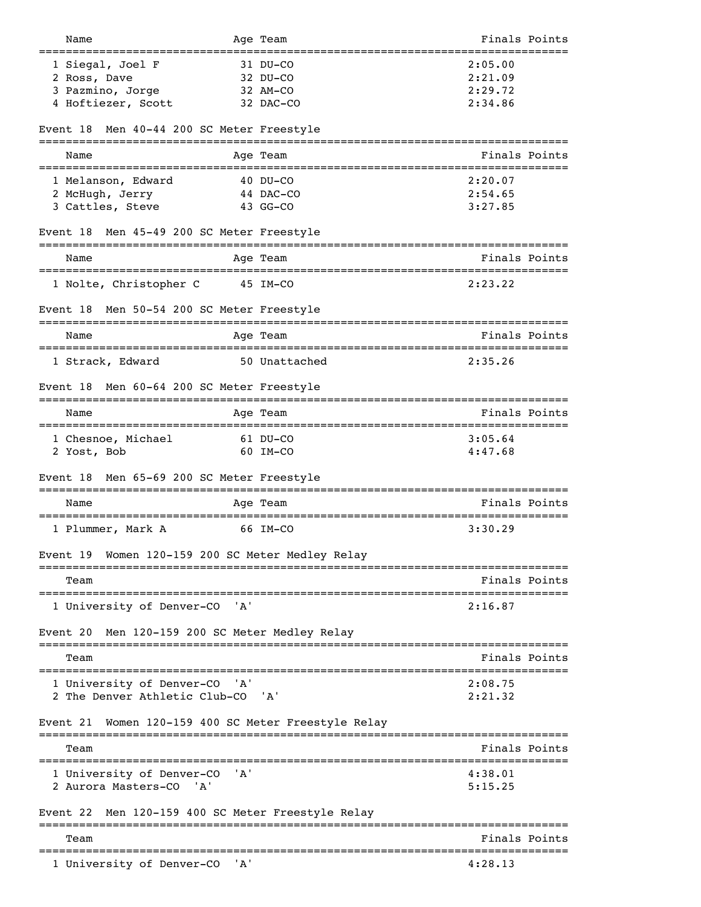| Name | Age | Team | Finals | Points |
|---|---|---|---|---|
| 1 Siegal, Joel F | 31 | DU-CO | 2:05.00 | |
| 2 Ross, Dave | 32 | DU-CO | 2:21.09 | |
| 3 Pazmino, Jorge | 32 | AM-CO | 2:29.72 | |
| 4 Hoftiezer, Scott | 32 | DAC-CO | 2:34.86 | |

## Event 18 Men 40-44 200 SC Meter Freestyle

| Name | Age | Team | Finals | Points |
|---|---|---|---|---|
| 1 Melanson, Edward | 40 | DU-CO | 2:20.07 | |
| 2 McHugh, Jerry | 44 | DAC-CO | 2:54.65 | |
| 3 Cattles, Steve | 43 | GG-CO | 3:27.85 | |

## Event 18 Men 45-49 200 SC Meter Freestyle

| Name | Age | Team | Finals | Points |
|---|---|---|---|---|
| 1 Nolte, Christopher C | 45 | IM-CO | 2:23.22 | |

## Event 18 Men 50-54 200 SC Meter Freestyle

| Name | Age | Team | Finals | Points |
|---|---|---|---|---|
| 1 Strack, Edward | 50 | Unattached | 2:35.26 | |

## Event 18 Men 60-64 200 SC Meter Freestyle

| Name | Age | Team | Finals | Points |
|---|---|---|---|---|
| 1 Chesnoe, Michael | 61 | DU-CO | 3:05.64 | |
| 2 Yost, Bob | 60 | IM-CO | 4:47.68 | |

## Event 18 Men 65-69 200 SC Meter Freestyle

| Name | Age | Team | Finals | Points |
|---|---|---|---|---|
| 1 Plummer, Mark A | 66 | IM-CO | 3:30.29 | |

## Event 19 Women 120-159 200 SC Meter Medley Relay

| Team | Finals | Points |
|---|---|---|
| 1 University of Denver-CO 'A' | 2:16.87 | |

## Event 20 Men 120-159 200 SC Meter Medley Relay

| Team | Finals | Points |
|---|---|---|
| 1 University of Denver-CO 'A' | 2:08.75 | |
| 2 The Denver Athletic Club-CO 'A' | 2:21.32 | |

## Event 21 Women 120-159 400 SC Meter Freestyle Relay

| Team | Finals | Points |
|---|---|---|
| 1 University of Denver-CO 'A' | 4:38.01 | |
| 2 Aurora Masters-CO 'A' | 5:15.25 | |

## Event 22 Men 120-159 400 SC Meter Freestyle Relay

| Team | Finals | Points |
|---|---|---|
| 1 University of Denver-CO 'A' | 4:28.13 | |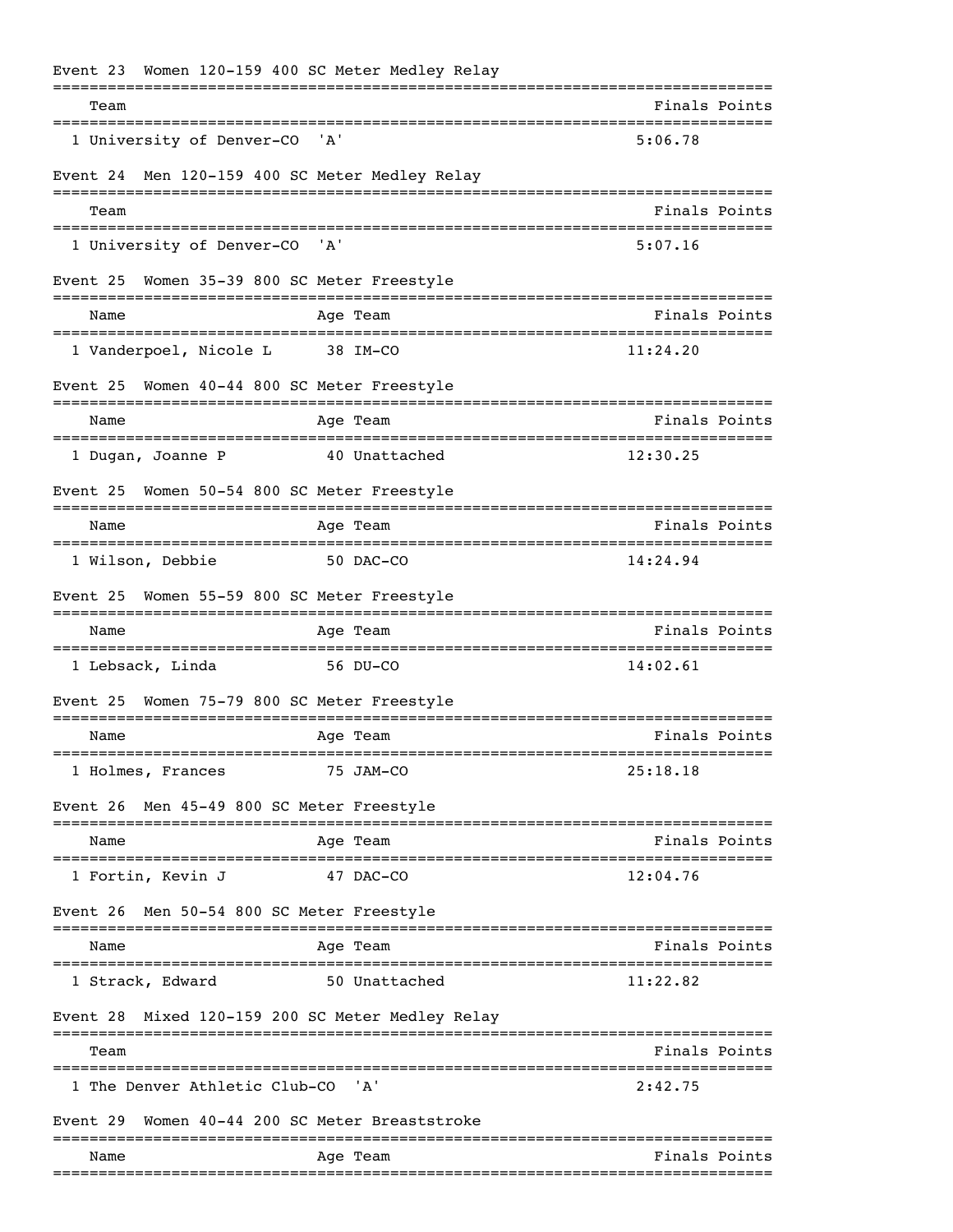### Event 23 Women 120-159 400 SC Meter Medley Relay

| | Team | Finals | Points |
|---|---|---|---|
| 1 | University of Denver-CO 'A' | 5:06.78 | |

### Event 24 Men 120-159 400 SC Meter Medley Relay

| | Team | Finals | Points |
|---|---|---|---|
| 1 | University of Denver-CO 'A' | 5:07.16 | |

### Event 25 Women 35-39 800 SC Meter Freestyle

| | Name | Age | Team | Finals | Points |
|---|---|---|---|---|---|
| 1 | Vanderpoel, Nicole L | 38 | IM-CO | 11:24.20 | |

### Event 25 Women 40-44 800 SC Meter Freestyle

| | Name | Age | Team | Finals | Points |
|---|---|---|---|---|---|
| 1 | Dugan, Joanne P | 40 | Unattached | 12:30.25 | |

### Event 25 Women 50-54 800 SC Meter Freestyle

| | Name | Age | Team | Finals | Points |
|---|---|---|---|---|---|
| 1 | Wilson, Debbie | 50 | DAC-CO | 14:24.94 | |

### Event 25 Women 55-59 800 SC Meter Freestyle

| | Name | Age | Team | Finals | Points |
|---|---|---|---|---|---|
| 1 | Lebsack, Linda | 56 | DU-CO | 14:02.61 | |

### Event 25 Women 75-79 800 SC Meter Freestyle

| | Name | Age | Team | Finals | Points |
|---|---|---|---|---|---|
| 1 | Holmes, Frances | 75 | JAM-CO | 25:18.18 | |

### Event 26 Men 45-49 800 SC Meter Freestyle

| | Name | Age | Team | Finals | Points |
|---|---|---|---|---|---|
| 1 | Fortin, Kevin J | 47 | DAC-CO | 12:04.76 | |

### Event 26 Men 50-54 800 SC Meter Freestyle

| | Name | Age | Team | Finals | Points |
|---|---|---|---|---|---|
| 1 | Strack, Edward | 50 | Unattached | 11:22.82 | |

### Event 28 Mixed 120-159 200 SC Meter Medley Relay

| | Team | Finals | Points |
|---|---|---|---|
| 1 | The Denver Athletic Club-CO 'A' | 2:42.75 | |

### Event 29 Women 40-44 200 SC Meter Breaststroke

| | Name | Age | Team | Finals | Points |
|---|---|---|---|---|---|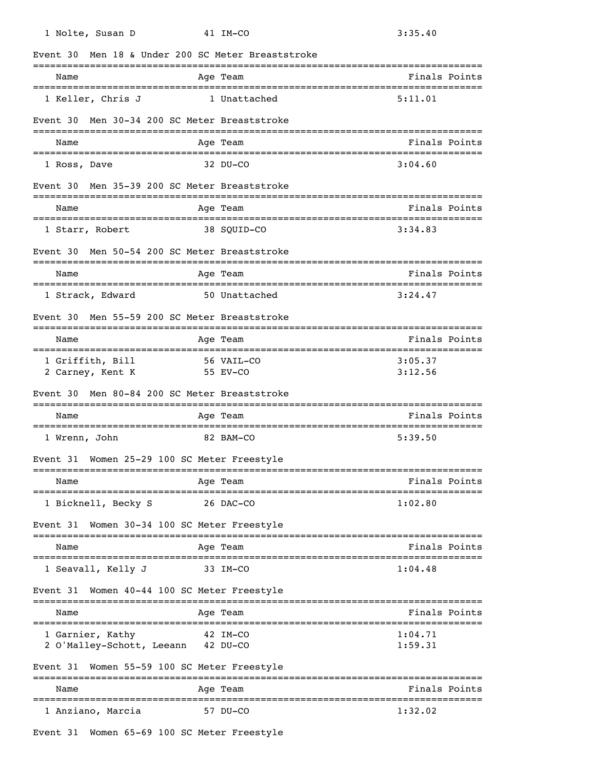1 Nolte, Susan D 41 IM-CO 3:35.40

### Event 30 Men 18 & Under 200 SC Meter Breaststroke

| Name | Age | Team | Finals | Points |
|---|---|---|---|---|
| 1 Keller, Chris J | 1 | Unattached | 5:11.01 | |

### Event 30 Men 30-34 200 SC Meter Breaststroke

| Name | Age | Team | Finals | Points |
|---|---|---|---|---|
| 1 Ross, Dave | 32 | DU-CO | 3:04.60 | |

### Event 30 Men 35-39 200 SC Meter Breaststroke

| Name | Age | Team | Finals | Points |
|---|---|---|---|---|
| 1 Starr, Robert | 38 | SQUID-CO | 3:34.83 | |

### Event 30 Men 50-54 200 SC Meter Breaststroke

| Name | Age | Team | Finals | Points |
|---|---|---|---|---|
| 1 Strack, Edward | 50 | Unattached | 3:24.47 | |

### Event 30 Men 55-59 200 SC Meter Breaststroke

| Name | Age | Team | Finals | Points |
|---|---|---|---|---|
| 1 Griffith, Bill | 56 | VAIL-CO | 3:05.37 | |
| 2 Carney, Kent K | 55 | EV-CO | 3:12.56 | |

### Event 30 Men 80-84 200 SC Meter Breaststroke

| Name | Age | Team | Finals | Points |
|---|---|---|---|---|
| 1 Wrenn, John | 82 | BAM-CO | 5:39.50 | |

### Event 31 Women 25-29 100 SC Meter Freestyle

| Name | Age | Team | Finals | Points |
|---|---|---|---|---|
| 1 Bicknell, Becky S | 26 | DAC-CO | 1:02.80 | |

### Event 31 Women 30-34 100 SC Meter Freestyle

| Name | Age | Team | Finals | Points |
|---|---|---|---|---|
| 1 Seavall, Kelly J | 33 | IM-CO | 1:04.48 | |

### Event 31 Women 40-44 100 SC Meter Freestyle

| Name | Age | Team | Finals | Points |
|---|---|---|---|---|
| 1 Garnier, Kathy | 42 | IM-CO | 1:04.71 | |
| 2 O'Malley-Schott, Leeann | 42 | DU-CO | 1:59.31 | |

### Event 31 Women 55-59 100 SC Meter Freestyle

| Name | Age | Team | Finals | Points |
|---|---|---|---|---|
| 1 Anziano, Marcia | 57 | DU-CO | 1:32.02 | |

### Event 31 Women 65-69 100 SC Meter Freestyle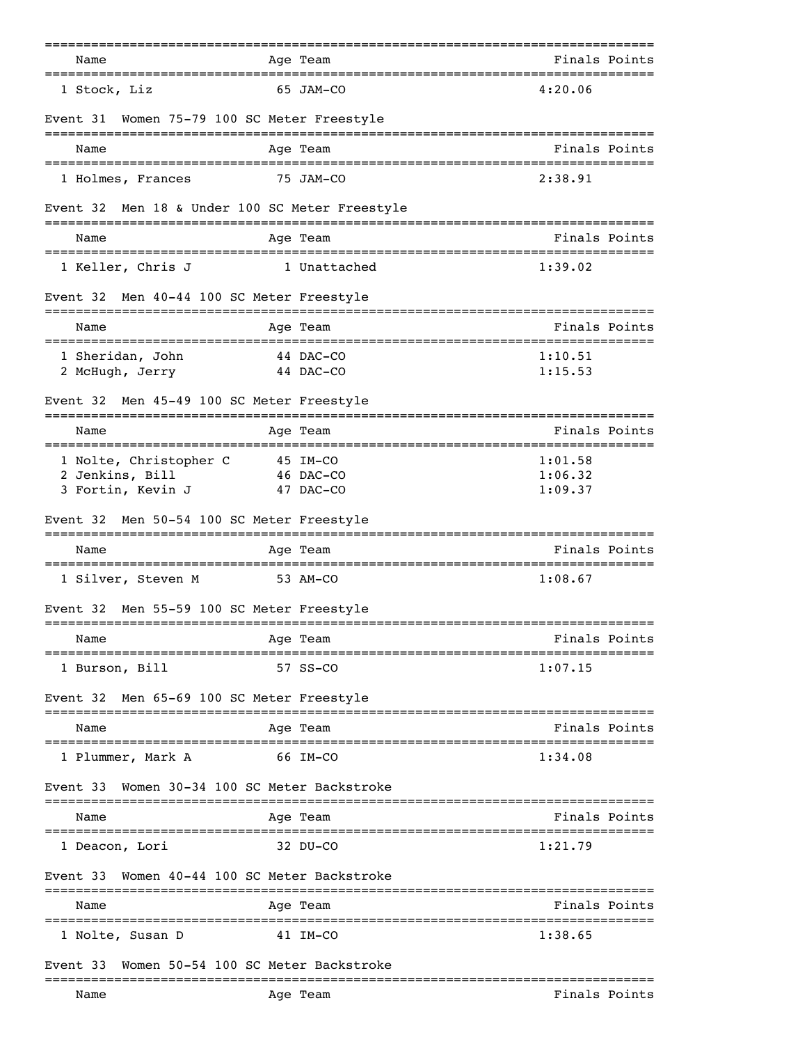| Name | Age | Team | Finals | Points |
|---|---|---|---|---|
| 1 Stock, Liz | 65 | JAM-CO | 4:20.06 | |

Event 31 Women 75-79 100 SC Meter Freestyle

| Name | Age | Team | Finals | Points |
|---|---|---|---|---|
| 1 Holmes, Frances | 75 | JAM-CO | 2:38.91 | |

Event 32 Men 18 & Under 100 SC Meter Freestyle

| Name | Age | Team | Finals | Points |
|---|---|---|---|---|
| 1 Keller, Chris J | 1 | Unattached | 1:39.02 | |

Event 32 Men 40-44 100 SC Meter Freestyle

| Name | Age | Team | Finals | Points |
|---|---|---|---|---|
| 1 Sheridan, John | 44 | DAC-CO | 1:10.51 | |
| 2 McHugh, Jerry | 44 | DAC-CO | 1:15.53 | |

Event 32 Men 45-49 100 SC Meter Freestyle

| Name | Age | Team | Finals | Points |
|---|---|---|---|---|
| 1 Nolte, Christopher C | 45 | IM-CO | 1:01.58 | |
| 2 Jenkins, Bill | 46 | DAC-CO | 1:06.32 | |
| 3 Fortin, Kevin J | 47 | DAC-CO | 1:09.37 | |

Event 32 Men 50-54 100 SC Meter Freestyle

| Name | Age | Team | Finals | Points |
|---|---|---|---|---|
| 1 Silver, Steven M | 53 | AM-CO | 1:08.67 | |

Event 32 Men 55-59 100 SC Meter Freestyle

| Name | Age | Team | Finals | Points |
|---|---|---|---|---|
| 1 Burson, Bill | 57 | SS-CO | 1:07.15 | |

Event 32 Men 65-69 100 SC Meter Freestyle

| Name | Age | Team | Finals | Points |
|---|---|---|---|---|
| 1 Plummer, Mark A | 66 | IM-CO | 1:34.08 | |

Event 33 Women 30-34 100 SC Meter Backstroke

| Name | Age | Team | Finals | Points |
|---|---|---|---|---|
| 1 Deacon, Lori | 32 | DU-CO | 1:21.79 | |

Event 33 Women 40-44 100 SC Meter Backstroke

| Name | Age | Team | Finals | Points |
|---|---|---|---|---|
| 1 Nolte, Susan D | 41 | IM-CO | 1:38.65 | |

Event 33 Women 50-54 100 SC Meter Backstroke

| Name | Age | Team | Finals | Points |
|---|---|---|---|---|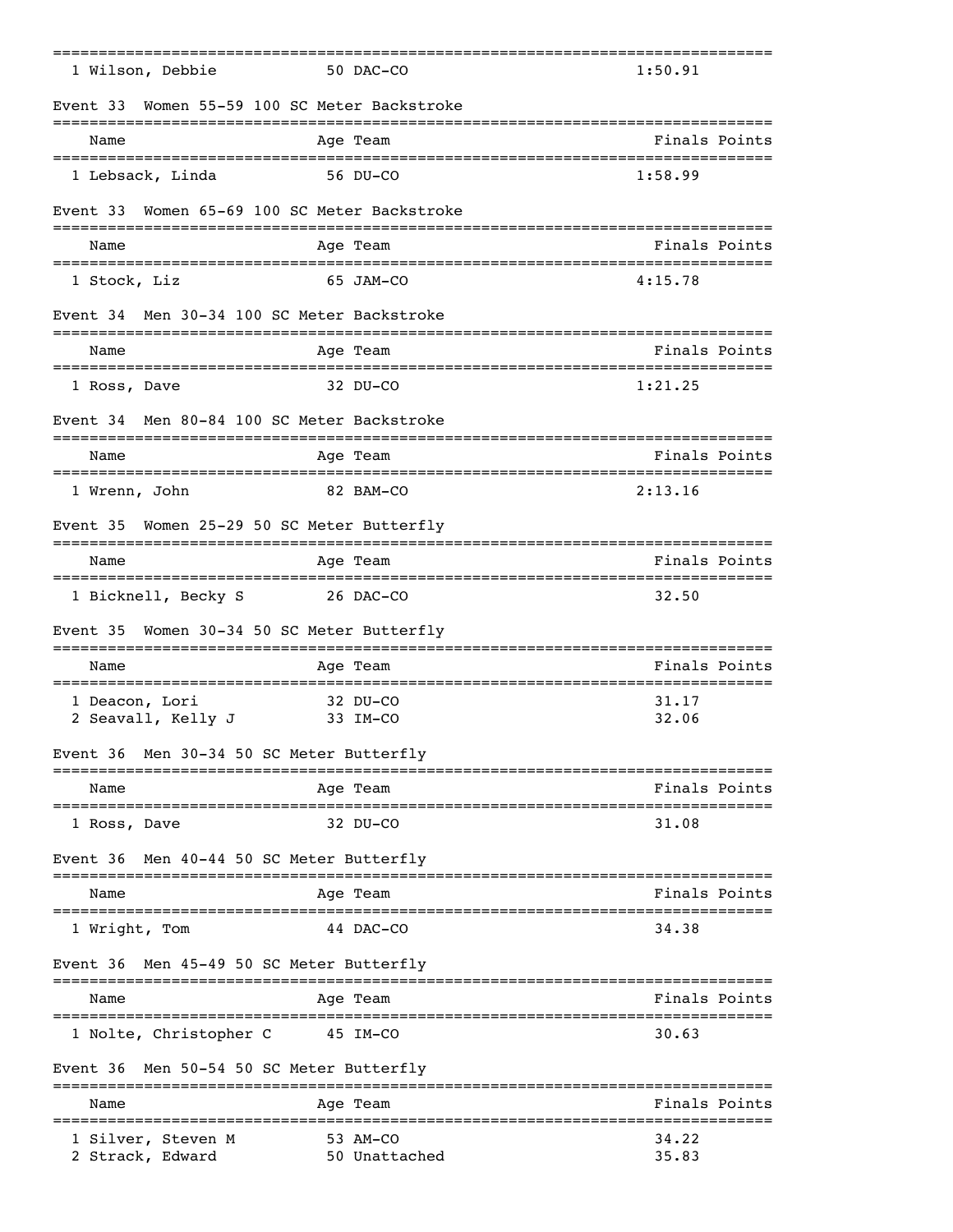| | | | |
|---|---|---|---|
| 1 Wilson, Debbie | 50 | DAC-CO | 1:50.91 |

### Event 33 Women 55-59 100 SC Meter Backstroke

| Name | Age | Team | Finals | Points |
|---|---|---|---|---|
| 1 Lebsack, Linda | 56 | DU-CO | 1:58.99 | |

### Event 33 Women 65-69 100 SC Meter Backstroke

| Name | Age | Team | Finals | Points |
|---|---|---|---|---|
| 1 Stock, Liz | 65 | JAM-CO | 4:15.78 | |

### Event 34 Men 30-34 100 SC Meter Backstroke

| Name | Age | Team | Finals | Points |
|---|---|---|---|---|
| 1 Ross, Dave | 32 | DU-CO | 1:21.25 | |

### Event 34 Men 80-84 100 SC Meter Backstroke

| Name | Age | Team | Finals | Points |
|---|---|---|---|---|
| 1 Wrenn, John | 82 | BAM-CO | 2:13.16 | |

### Event 35 Women 25-29 50 SC Meter Butterfly

| Name | Age | Team | Finals | Points |
|---|---|---|---|---|
| 1 Bicknell, Becky S | 26 | DAC-CO | 32.50 | |

### Event 35 Women 30-34 50 SC Meter Butterfly

| Name | Age | Team | Finals | Points |
|---|---|---|---|---|
| 1 Deacon, Lori | 32 | DU-CO | 31.17 | |
| 2 Seavall, Kelly J | 33 | IM-CO | 32.06 | |

### Event 36 Men 30-34 50 SC Meter Butterfly

| Name | Age | Team | Finals | Points |
|---|---|---|---|---|
| 1 Ross, Dave | 32 | DU-CO | 31.08 | |

### Event 36 Men 40-44 50 SC Meter Butterfly

| Name | Age | Team | Finals | Points |
|---|---|---|---|---|
| 1 Wright, Tom | 44 | DAC-CO | 34.38 | |

### Event 36 Men 45-49 50 SC Meter Butterfly

| Name | Age | Team | Finals | Points |
|---|---|---|---|---|
| 1 Nolte, Christopher C | 45 | IM-CO | 30.63 | |

### Event 36 Men 50-54 50 SC Meter Butterfly

| Name | Age | Team | Finals | Points |
|---|---|---|---|---|
| 1 Silver, Steven M | 53 | AM-CO | 34.22 | |
| 2 Strack, Edward | 50 | Unattached | 35.83 | |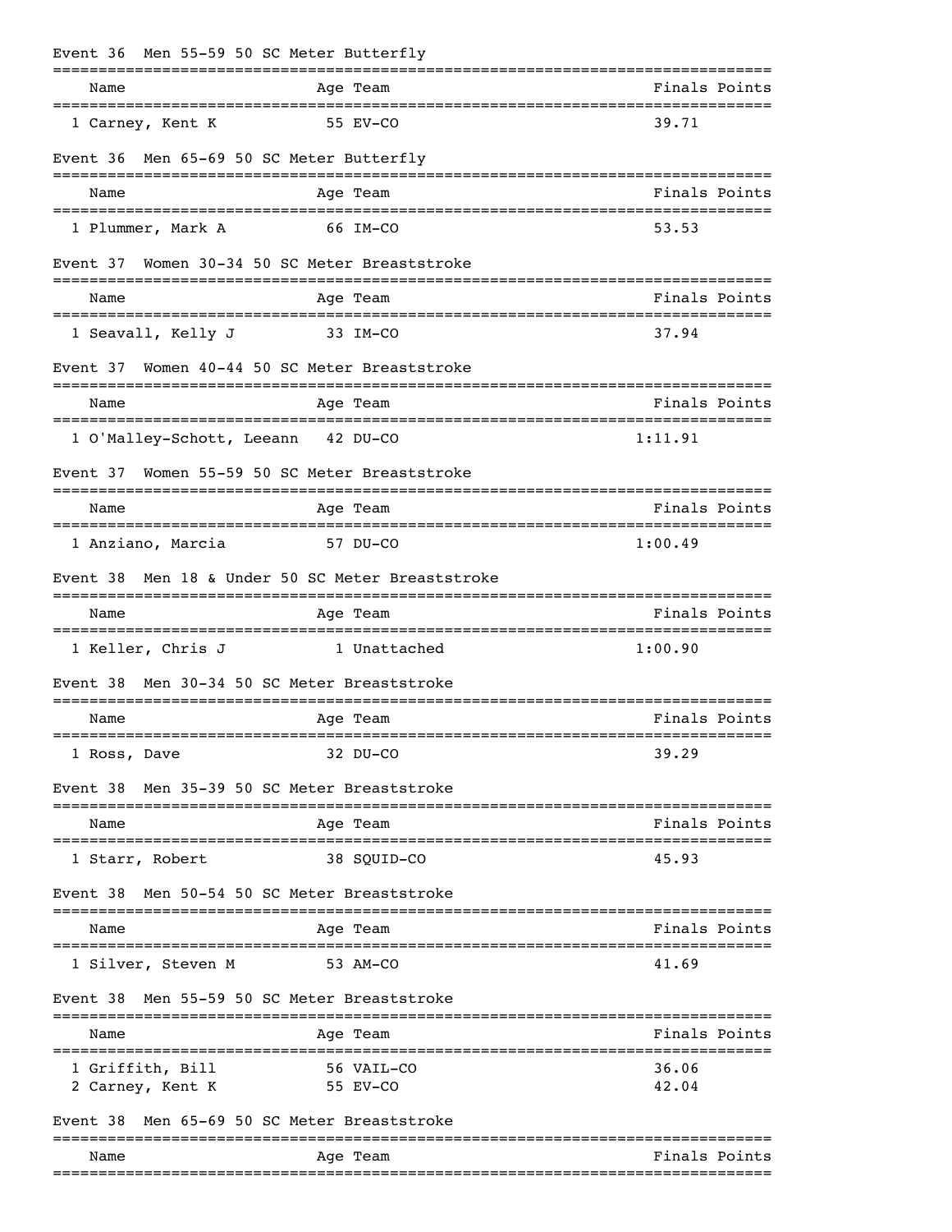## Event 36 Men 55-59 50 SC Meter Butterfly

| | Name | Age | Team | Finals | Points |
|---|---|---|---|---|---|
| 1 | Carney, Kent K | 55 | EV-CO | 39.71 | |

## Event 36 Men 65-69 50 SC Meter Butterfly

| | Name | Age | Team | Finals | Points |
|---|---|---|---|---|---|
| 1 | Plummer, Mark A | 66 | IM-CO | 53.53 | |

## Event 37 Women 30-34 50 SC Meter Breaststroke

| | Name | Age | Team | Finals | Points |
|---|---|---|---|---|---|
| 1 | Seavall, Kelly J | 33 | IM-CO | 37.94 | |

## Event 37 Women 40-44 50 SC Meter Breaststroke

| | Name | Age | Team | Finals | Points |
|---|---|---|---|---|---|
| 1 | O'Malley-Schott, Leeann | 42 | DU-CO | 1:11.91 | |

## Event 37 Women 55-59 50 SC Meter Breaststroke

| | Name | Age | Team | Finals | Points |
|---|---|---|---|---|---|
| 1 | Anziano, Marcia | 57 | DU-CO | 1:00.49 | |

## Event 38 Men 18 & Under 50 SC Meter Breaststroke

| | Name | Age | Team | Finals | Points |
|---|---|---|---|---|---|
| 1 | Keller, Chris J | 1 | Unattached | 1:00.90 | |

## Event 38 Men 30-34 50 SC Meter Breaststroke

| | Name | Age | Team | Finals | Points |
|---|---|---|---|---|---|
| 1 | Ross, Dave | 32 | DU-CO | 39.29 | |

## Event 38 Men 35-39 50 SC Meter Breaststroke

| | Name | Age | Team | Finals | Points |
|---|---|---|---|---|---|
| 1 | Starr, Robert | 38 | SQUID-CO | 45.93 | |

## Event 38 Men 50-54 50 SC Meter Breaststroke

| | Name | Age | Team | Finals | Points |
|---|---|---|---|---|---|
| 1 | Silver, Steven M | 53 | AM-CO | 41.69 | |

## Event 38 Men 55-59 50 SC Meter Breaststroke

| | Name | Age | Team | Finals | Points |
|---|---|---|---|---|---|
| 1 | Griffith, Bill | 56 | VAIL-CO | 36.06 | |
| 2 | Carney, Kent K | 55 | EV-CO | 42.04 | |

## Event 38 Men 65-69 50 SC Meter Breaststroke

| | Name | Age | Team | Finals | Points |
|---|---|---|---|---|---|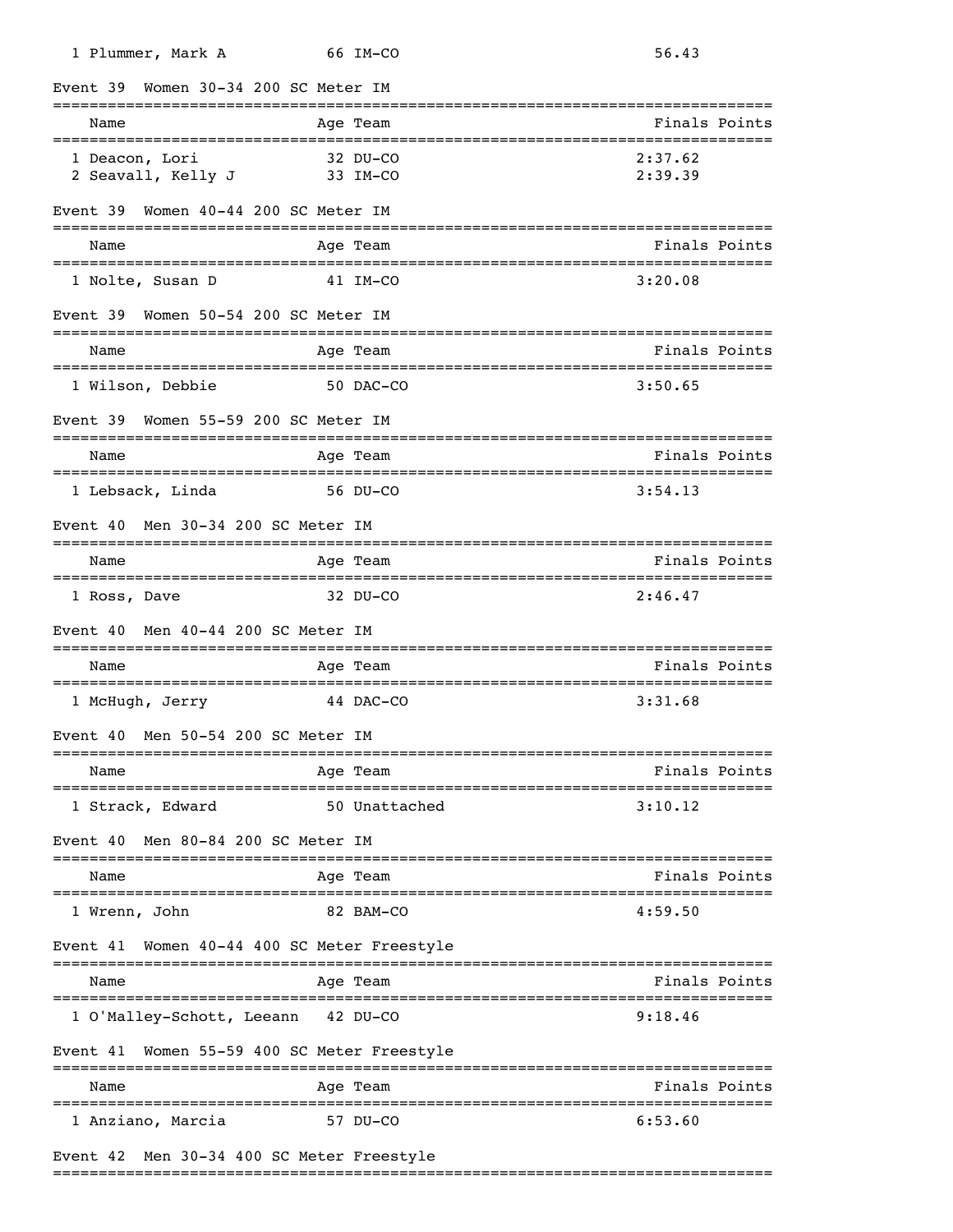| Name | Age | Team | Finals | Points |
|---|---|---|---|---|
| 1 Plummer, Mark A | 66 | IM-CO | 56.43 | |

### Event 39 Women 30-34 200 SC Meter IM

| Name | Age | Team | Finals | Points |
|---|---|---|---|---|
| 1 Deacon, Lori | 32 | DU-CO | 2:37.62 | |
| 2 Seavall, Kelly J | 33 | IM-CO | 2:39.39 | |

### Event 39 Women 40-44 200 SC Meter IM

| Name | Age | Team | Finals | Points |
|---|---|---|---|---|
| 1 Nolte, Susan D | 41 | IM-CO | 3:20.08 | |

### Event 39 Women 50-54 200 SC Meter IM

| Name | Age | Team | Finals | Points |
|---|---|---|---|---|
| 1 Wilson, Debbie | 50 | DAC-CO | 3:50.65 | |

### Event 39 Women 55-59 200 SC Meter IM

| Name | Age | Team | Finals | Points |
|---|---|---|---|---|
| 1 Lebsack, Linda | 56 | DU-CO | 3:54.13 | |

### Event 40 Men 30-34 200 SC Meter IM

| Name | Age | Team | Finals | Points |
|---|---|---|---|---|
| 1 Ross, Dave | 32 | DU-CO | 2:46.47 | |

### Event 40 Men 40-44 200 SC Meter IM

| Name | Age | Team | Finals | Points |
|---|---|---|---|---|
| 1 McHugh, Jerry | 44 | DAC-CO | 3:31.68 | |

### Event 40 Men 50-54 200 SC Meter IM

| Name | Age | Team | Finals | Points |
|---|---|---|---|---|
| 1 Strack, Edward | 50 | Unattached | 3:10.12 | |

### Event 40 Men 80-84 200 SC Meter IM

| Name | Age | Team | Finals | Points |
|---|---|---|---|---|
| 1 Wrenn, John | 82 | BAM-CO | 4:59.50 | |

### Event 41 Women 40-44 400 SC Meter Freestyle

| Name | Age | Team | Finals | Points |
|---|---|---|---|---|
| 1 O'Malley-Schott, Leeann | 42 | DU-CO | 9:18.46 | |

### Event 41 Women 55-59 400 SC Meter Freestyle

| Name | Age | Team | Finals | Points |
|---|---|---|---|---|
| 1 Anziano, Marcia | 57 | DU-CO | 6:53.60 | |

### Event 42 Men 30-34 400 SC Meter Freestyle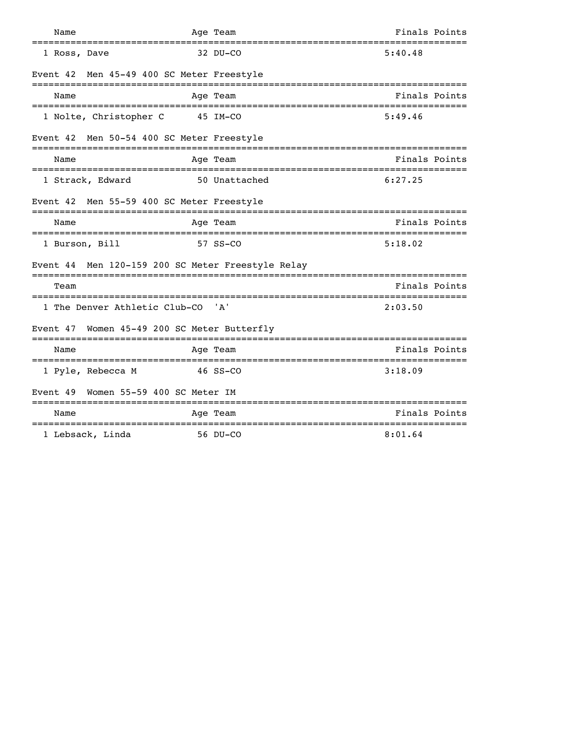| Name | Age | Team | Finals | Points |
|---|---|---|---|---|
| 1 Ross, Dave | 32 | DU-CO | 5:40.48 | |

Event 42 Men 45-49 400 SC Meter Freestyle

| Name | Age | Team | Finals | Points |
|---|---|---|---|---|
| 1 Nolte, Christopher C | 45 | IM-CO | 5:49.46 | |

Event 42 Men 50-54 400 SC Meter Freestyle

| Name | Age | Team | Finals | Points |
|---|---|---|---|---|
| 1 Strack, Edward | 50 | Unattached | 6:27.25 | |

Event 42 Men 55-59 400 SC Meter Freestyle

| Name | Age | Team | Finals | Points |
|---|---|---|---|---|
| 1 Burson, Bill | 57 | SS-CO | 5:18.02 | |

Event 44 Men 120-159 200 SC Meter Freestyle Relay

| Team | Finals | Points |
|---|---|---|
| 1 The Denver Athletic Club-CO 'A' | 2:03.50 | |

Event 47 Women 45-49 200 SC Meter Butterfly

| Name | Age | Team | Finals | Points |
|---|---|---|---|---|
| 1 Pyle, Rebecca M | 46 | SS-CO | 3:18.09 | |

Event 49 Women 55-59 400 SC Meter IM

| Name | Age | Team | Finals | Points |
|---|---|---|---|---|
| 1 Lebsack, Linda | 56 | DU-CO | 8:01.64 | |